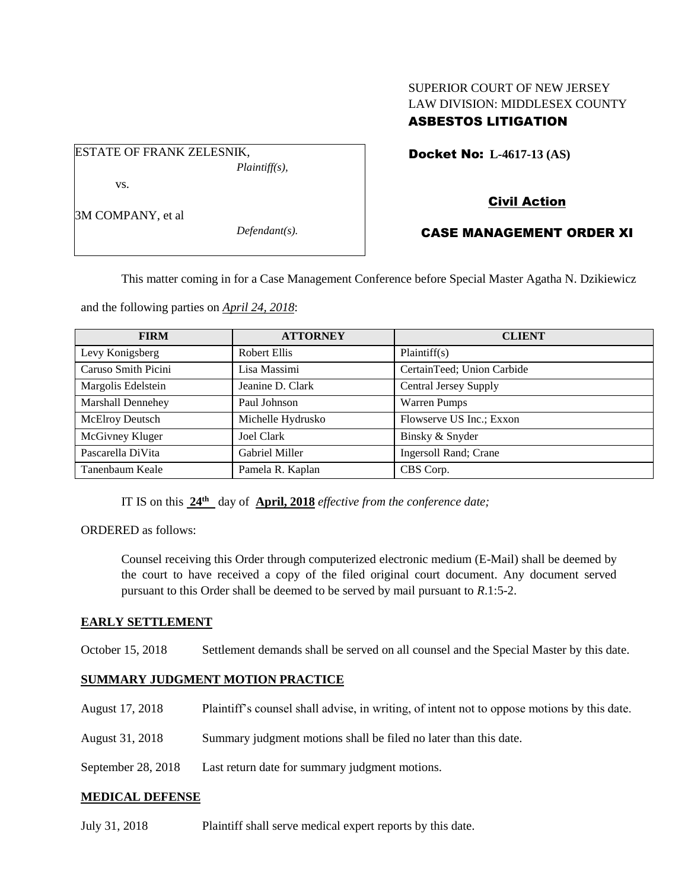SUPERIOR COURT OF NEW JERSEY
LAW DIVISION: MIDDLESEX COUNTY
**ASBESTOS LITIGATION**

ESTATE OF FRANK ZELESNIK,
*Plaintiff(s),*

vs.

3M COMPANY, et al
*Defendant(s).*

**Docket No: L-4617-13 (AS)**

**Civil Action**

**CASE MANAGEMENT ORDER XI**

This matter coming in for a Case Management Conference before Special Master Agatha N. Dzikiewicz and the following parties on *April 24, 2018*:

| FIRM | ATTORNEY | CLIENT |
|---|---|---|
| Levy Konigsberg | Robert Ellis | Plaintiff(s) |
| Caruso Smith Picini | Lisa Massimi | CertainTeed; Union Carbide |
| Margolis Edelstein | Jeanine D. Clark | Central Jersey Supply |
| Marshall Dennehey | Paul Johnson | Warren Pumps |
| McElroy Deutsch | Michelle Hydrusko | Flowserve US Inc.; Exxon |
| McGivney Kluger | Joel Clark | Binsky & Snyder |
| Pascarella DiVita | Gabriel Miller | Ingersoll Rand; Crane |
| Tanenbaum Keale | Pamela R. Kaplan | CBS Corp. |

IT IS on this **24th** day of **April, 2018** *effective from the conference date;*

ORDERED as follows:

Counsel receiving this Order through computerized electronic medium (E-Mail) shall be deemed by the court to have received a copy of the filed original court document. Any document served pursuant to this Order shall be deemed to be served by mail pursuant to *R*.1:5-2.

**EARLY SETTLEMENT**

October 15, 2018 — Settlement demands shall be served on all counsel and the Special Master by this date.

**SUMMARY JUDGMENT MOTION PRACTICE**

August 17, 2018 — Plaintiff's counsel shall advise, in writing, of intent not to oppose motions by this date.

August 31, 2018 — Summary judgment motions shall be filed no later than this date.

September 28, 2018 — Last return date for summary judgment motions.

**MEDICAL DEFENSE**

July 31, 2018 — Plaintiff shall serve medical expert reports by this date.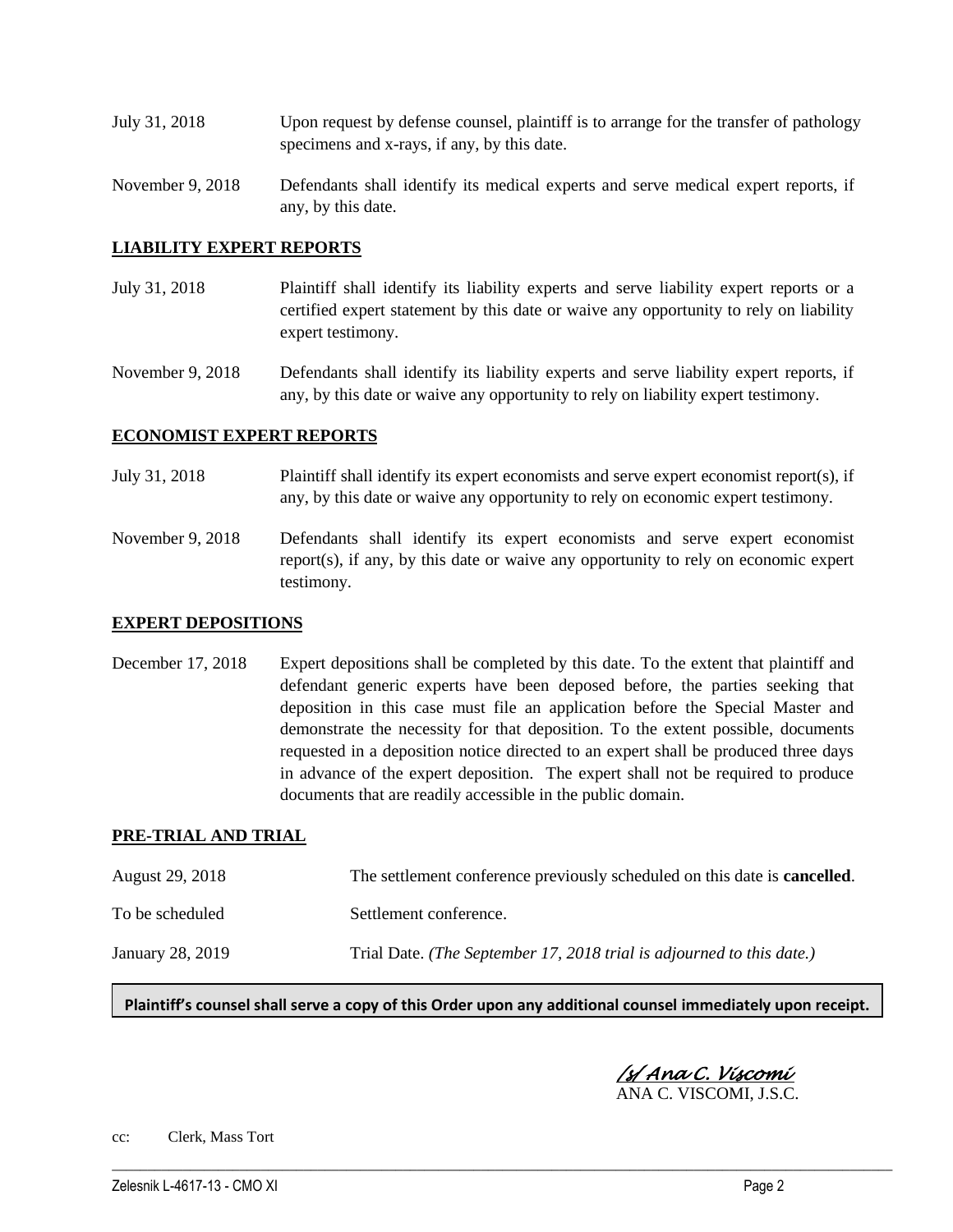| | |
|---|---|
| July 31, 2018 | Upon request by defense counsel, plaintiff is to arrange for the transfer of pathology specimens and x-rays, if any, by this date. |
| November 9, 2018 | Defendants shall identify its medical experts and serve medical expert reports, if any, by this date. |

## LIABILITY EXPERT REPORTS

| | |
|---|---|
| July 31, 2018 | Plaintiff shall identify its liability experts and serve liability expert reports or a certified expert statement by this date or waive any opportunity to rely on liability expert testimony. |
| November 9, 2018 | Defendants shall identify its liability experts and serve liability expert reports, if any, by this date or waive any opportunity to rely on liability expert testimony. |

## ECONOMIST EXPERT REPORTS

| | |
|---|---|
| July 31, 2018 | Plaintiff shall identify its expert economists and serve expert economist report(s), if any, by this date or waive any opportunity to rely on economic expert testimony. |
| November 9, 2018 | Defendants shall identify its expert economists and serve expert economist report(s), if any, by this date or waive any opportunity to rely on economic expert testimony. |

## EXPERT DEPOSITIONS

| | |
|---|---|
| December 17, 2018 | Expert depositions shall be completed by this date. To the extent that plaintiff and defendant generic experts have been deposed before, the parties seeking that deposition in this case must file an application before the Special Master and demonstrate the necessity for that deposition. To the extent possible, documents requested in a deposition notice directed to an expert shall be produced three days in advance of the expert deposition. The expert shall not be required to produce documents that are readily accessible in the public domain. |

## PRE-TRIAL AND TRIAL

| | |
|---|---|
| August 29, 2018 | The settlement conference previously scheduled on this date is **cancelled**. |
| To be scheduled | Settlement conference. |
| January 28, 2019 | Trial Date. *(The September 17, 2018 trial is adjourned to this date.)* |

**Plaintiff's counsel shall serve a copy of this Order upon any additional counsel immediately upon receipt.**

*/s/ Ana C. Viscomi*
ANA C. VISCOMI, J.S.C.

cc: Clerk, Mass Tort

Zelesnik L-4617-13 - CMO XI